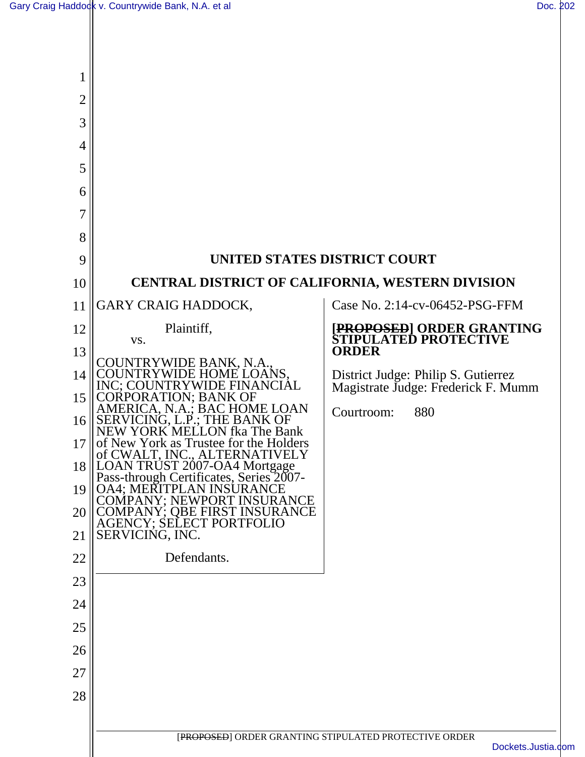# UNITED STATES DISTRICT COURT

## CENTRAL DISTRICT OF CALIFORNIA, WESTERN DIVISION

GARY CRAIG HADDOCK,

Plaintiff,

vs.

COUNTRYWIDE BANK, N.A., COUNTRYWIDE HOME LOANS, INC; COUNTRYWIDE FINANCIAL CORPORATION; BANK OF AMERICA, N.A.; BAC HOME LOAN SERVICING, L.P.; THE BANK OF NEW YORK MELLON fka The Bank of New York as Trustee for the Holders of CWALT, INC., ALTERNATIVELY LOAN TRUST 2007-OA4 Mortgage Pass-through Certificates, Series 2007-OA4; MERITPLAN INSURANCE COMPANY; NEWPORT INSURANCE COMPANY; QBE FIRST INSURANCE AGENCY; SELECT PORTFOLIO SERVICING, INC.

Defendants.

Case No. 2:14-cv-06452-PSG-FFM

**[~~PROPOSED~~] ORDER GRANTING STIPULATED PROTECTIVE ORDER**

District Judge: Philip S. Gutierrez
Magistrate Judge: Frederick F. Mumm

Courtroom: 880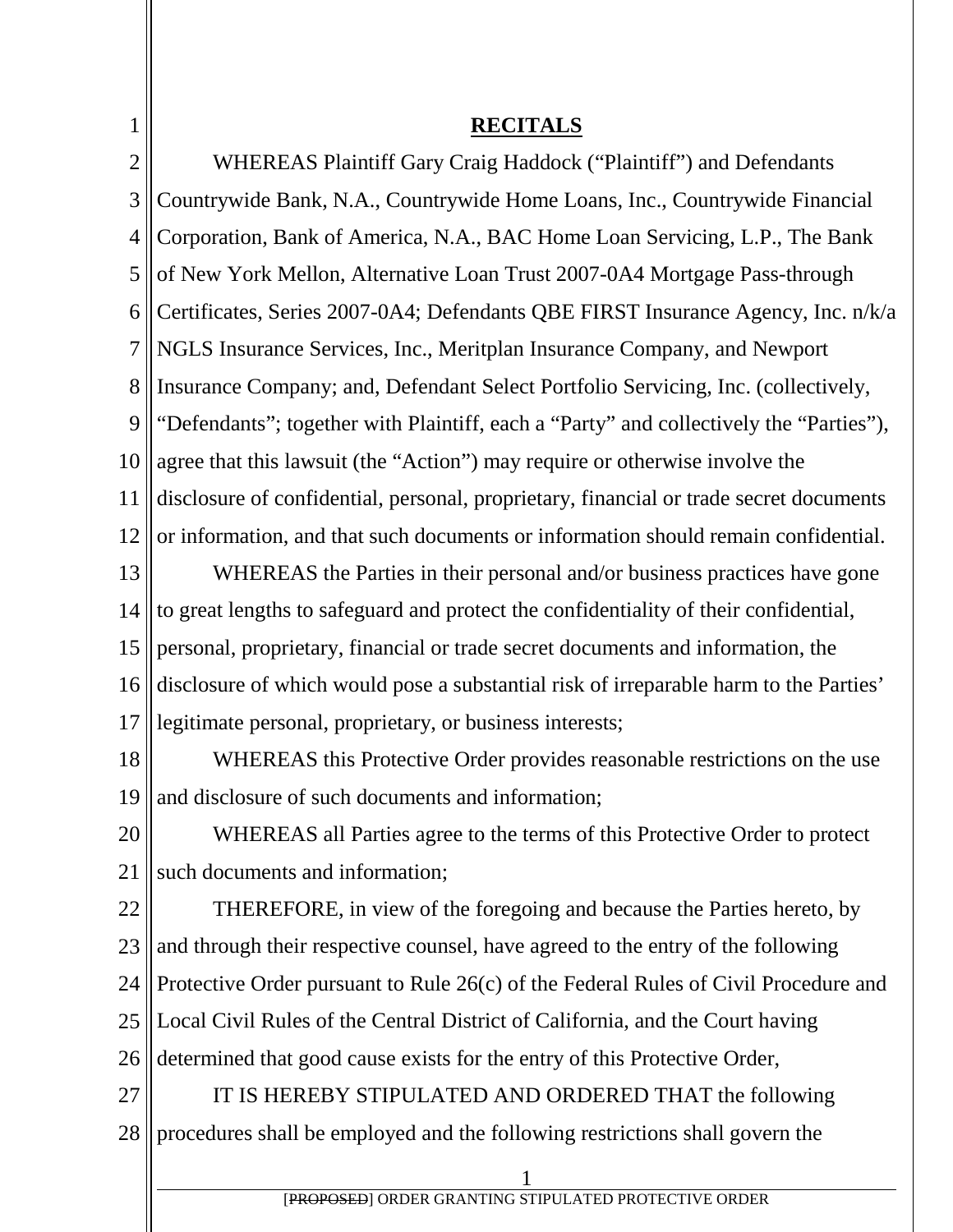**RECITALS**

WHEREAS Plaintiff Gary Craig Haddock ("Plaintiff") and Defendants Countrywide Bank, N.A., Countrywide Home Loans, Inc., Countrywide Financial Corporation, Bank of America, N.A., BAC Home Loan Servicing, L.P., The Bank of New York Mellon, Alternative Loan Trust 2007-0A4 Mortgage Pass-through Certificates, Series 2007-0A4; Defendants QBE FIRST Insurance Agency, Inc. n/k/a NGLS Insurance Services, Inc., Meritplan Insurance Company, and Newport Insurance Company; and, Defendant Select Portfolio Servicing, Inc. (collectively, "Defendants"; together with Plaintiff, each a "Party" and collectively the "Parties"), agree that this lawsuit (the "Action") may require or otherwise involve the disclosure of confidential, personal, proprietary, financial or trade secret documents or information, and that such documents or information should remain confidential.

WHEREAS the Parties in their personal and/or business practices have gone to great lengths to safeguard and protect the confidentiality of their confidential, personal, proprietary, financial or trade secret documents and information, the disclosure of which would pose a substantial risk of irreparable harm to the Parties' legitimate personal, proprietary, or business interests;

WHEREAS this Protective Order provides reasonable restrictions on the use and disclosure of such documents and information;

WHEREAS all Parties agree to the terms of this Protective Order to protect such documents and information;

THEREFORE, in view of the foregoing and because the Parties hereto, by and through their respective counsel, have agreed to the entry of the following Protective Order pursuant to Rule 26(c) of the Federal Rules of Civil Procedure and Local Civil Rules of the Central District of California, and the Court having determined that good cause exists for the entry of this Protective Order,

IT IS HEREBY STIPULATED AND ORDERED THAT the following procedures shall be employed and the following restrictions shall govern the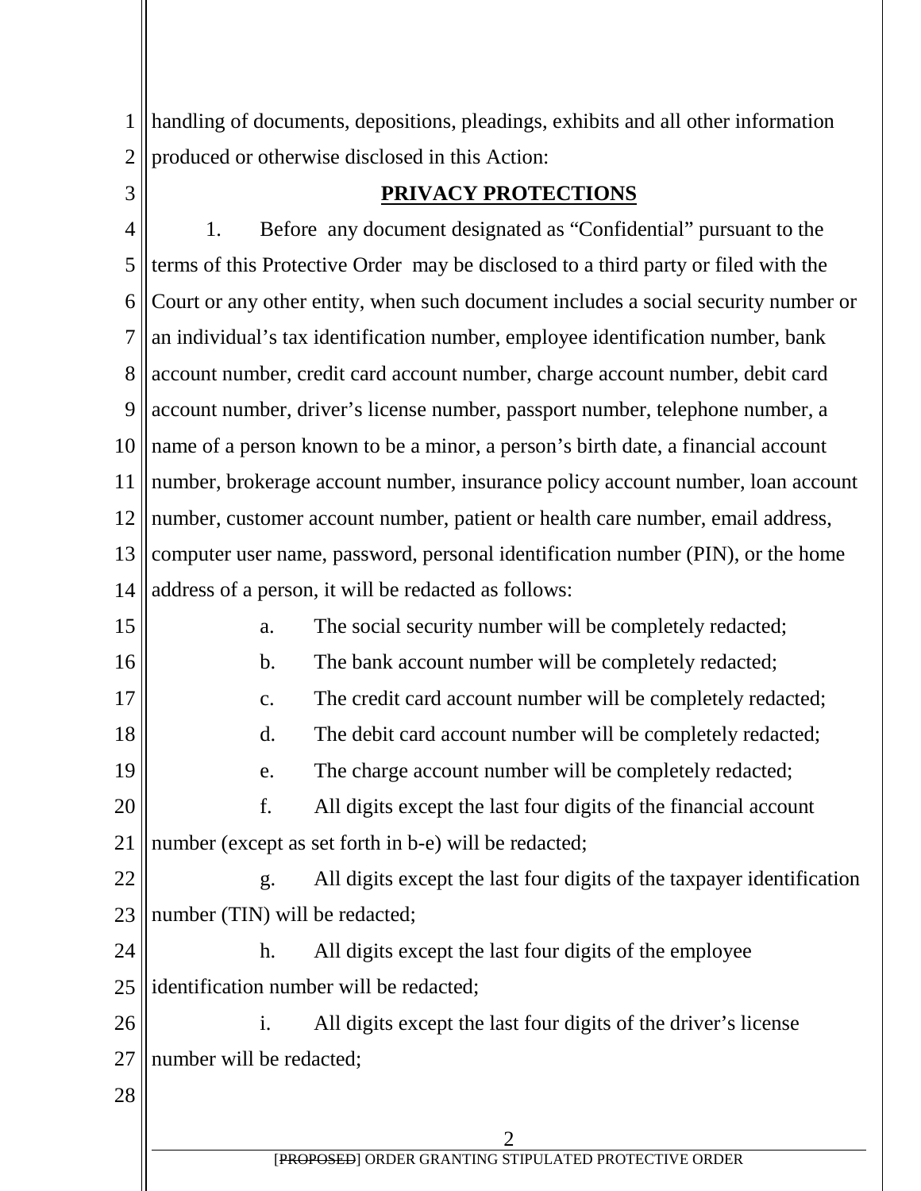handling of documents, depositions, pleadings, exhibits and all other information produced or otherwise disclosed in this Action:

## PRIVACY PROTECTIONS

1. Before any document designated as "Confidential" pursuant to the terms of this Protective Order may be disclosed to a third party or filed with the Court or any other entity, when such document includes a social security number or an individual's tax identification number, employee identification number, bank account number, credit card account number, charge account number, debit card account number, driver's license number, passport number, telephone number, a name of a person known to be a minor, a person's birth date, a financial account number, brokerage account number, insurance policy account number, loan account number, customer account number, patient or health care number, email address, computer user name, password, personal identification number (PIN), or the home address of a person, it will be redacted as follows:

   a. The social security number will be completely redacted;

   b. The bank account number will be completely redacted;

   c. The credit card account number will be completely redacted;

   d. The debit card account number will be completely redacted;

   e. The charge account number will be completely redacted;

   f. All digits except the last four digits of the financial account number (except as set forth in b-e) will be redacted;

   g. All digits except the last four digits of the taxpayer identification number (TIN) will be redacted;

   h. All digits except the last four digits of the employee identification number will be redacted;

   i. All digits except the last four digits of the driver's license number will be redacted;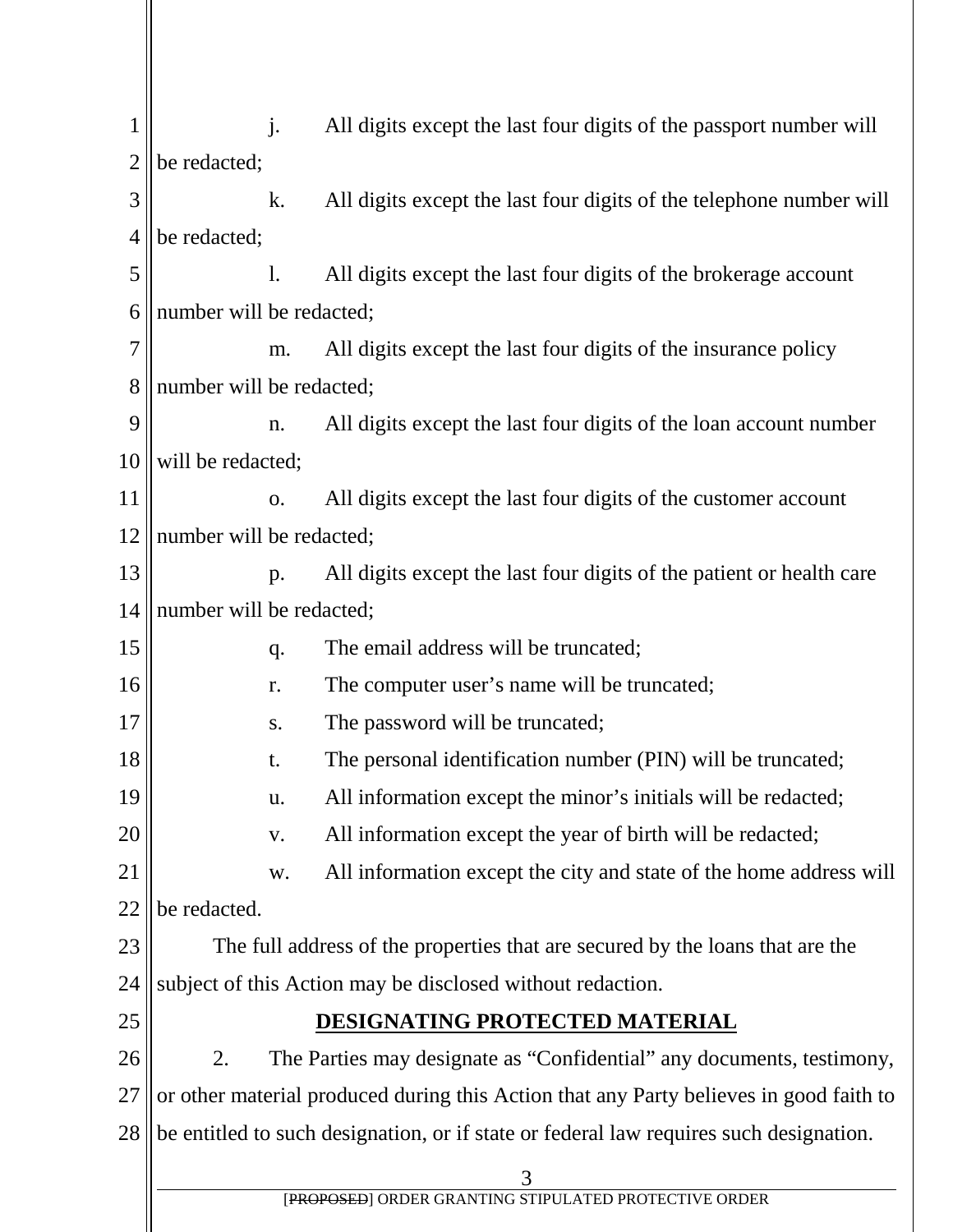j. All digits except the last four digits of the passport number will be redacted;

k. All digits except the last four digits of the telephone number will be redacted;

l. All digits except the last four digits of the brokerage account number will be redacted;

m. All digits except the last four digits of the insurance policy number will be redacted;

n. All digits except the last four digits of the loan account number will be redacted;

o. All digits except the last four digits of the customer account number will be redacted;

p. All digits except the last four digits of the patient or health care number will be redacted;

q. The email address will be truncated;

r. The computer user's name will be truncated;

s. The password will be truncated;

t. The personal identification number (PIN) will be truncated;

u. All information except the minor's initials will be redacted;

v. All information except the year of birth will be redacted;

w. All information except the city and state of the home address will be redacted.

The full address of the properties that are secured by the loans that are the subject of this Action may be disclosed without redaction.

## DESIGNATING PROTECTED MATERIAL

2. The Parties may designate as "Confidential" any documents, testimony, or other material produced during this Action that any Party believes in good faith to be entitled to such designation, or if state or federal law requires such designation.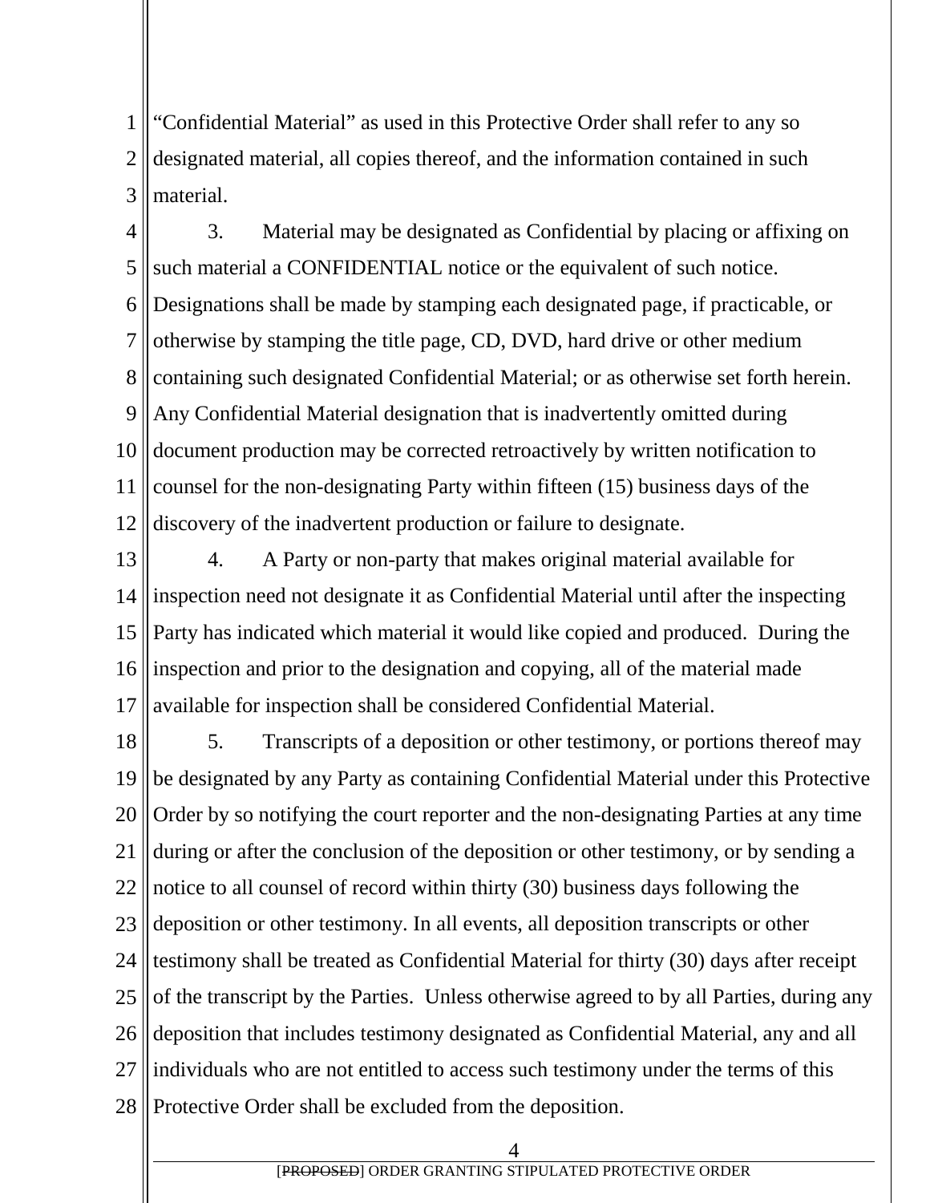"Confidential Material" as used in this Protective Order shall refer to any so designated material, all copies thereof, and the information contained in such material.

3. Material may be designated as Confidential by placing or affixing on such material a CONFIDENTIAL notice or the equivalent of such notice. Designations shall be made by stamping each designated page, if practicable, or otherwise by stamping the title page, CD, DVD, hard drive or other medium containing such designated Confidential Material; or as otherwise set forth herein. Any Confidential Material designation that is inadvertently omitted during document production may be corrected retroactively by written notification to counsel for the non-designating Party within fifteen (15) business days of the discovery of the inadvertent production or failure to designate.

4. A Party or non-party that makes original material available for inspection need not designate it as Confidential Material until after the inspecting Party has indicated which material it would like copied and produced. During the inspection and prior to the designation and copying, all of the material made available for inspection shall be considered Confidential Material.

5. Transcripts of a deposition or other testimony, or portions thereof may be designated by any Party as containing Confidential Material under this Protective Order by so notifying the court reporter and the non-designating Parties at any time during or after the conclusion of the deposition or other testimony, or by sending a notice to all counsel of record within thirty (30) business days following the deposition or other testimony. In all events, all deposition transcripts or other testimony shall be treated as Confidential Material for thirty (30) days after receipt of the transcript by the Parties. Unless otherwise agreed to by all Parties, during any deposition that includes testimony designated as Confidential Material, any and all individuals who are not entitled to access such testimony under the terms of this Protective Order shall be excluded from the deposition.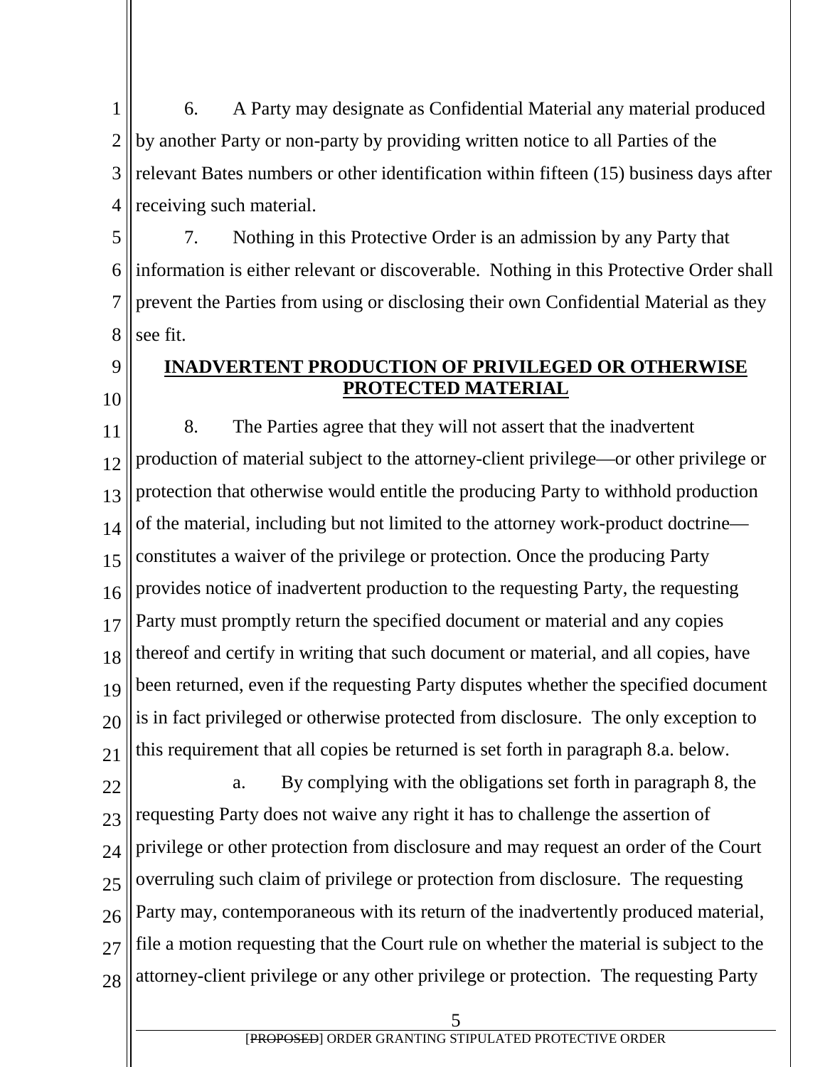6. A Party may designate as Confidential Material any material produced by another Party or non-party by providing written notice to all Parties of the relevant Bates numbers or other identification within fifteen (15) business days after receiving such material.

7. Nothing in this Protective Order is an admission by any Party that information is either relevant or discoverable. Nothing in this Protective Order shall prevent the Parties from using or disclosing their own Confidential Material as they see fit.

## INADVERTENT PRODUCTION OF PRIVILEGED OR OTHERWISE PROTECTED MATERIAL

8. The Parties agree that they will not assert that the inadvertent production of material subject to the attorney-client privilege—or other privilege or protection that otherwise would entitle the producing Party to withhold production of the material, including but not limited to the attorney work-product doctrine—constitutes a waiver of the privilege or protection. Once the producing Party provides notice of inadvertent production to the requesting Party, the requesting Party must promptly return the specified document or material and any copies thereof and certify in writing that such document or material, and all copies, have been returned, even if the requesting Party disputes whether the specified document is in fact privileged or otherwise protected from disclosure. The only exception to this requirement that all copies be returned is set forth in paragraph 8.a. below.

a. By complying with the obligations set forth in paragraph 8, the requesting Party does not waive any right it has to challenge the assertion of privilege or other protection from disclosure and may request an order of the Court overruling such claim of privilege or protection from disclosure. The requesting Party may, contemporaneous with its return of the inadvertently produced material, file a motion requesting that the Court rule on whether the material is subject to the attorney-client privilege or any other privilege or protection. The requesting Party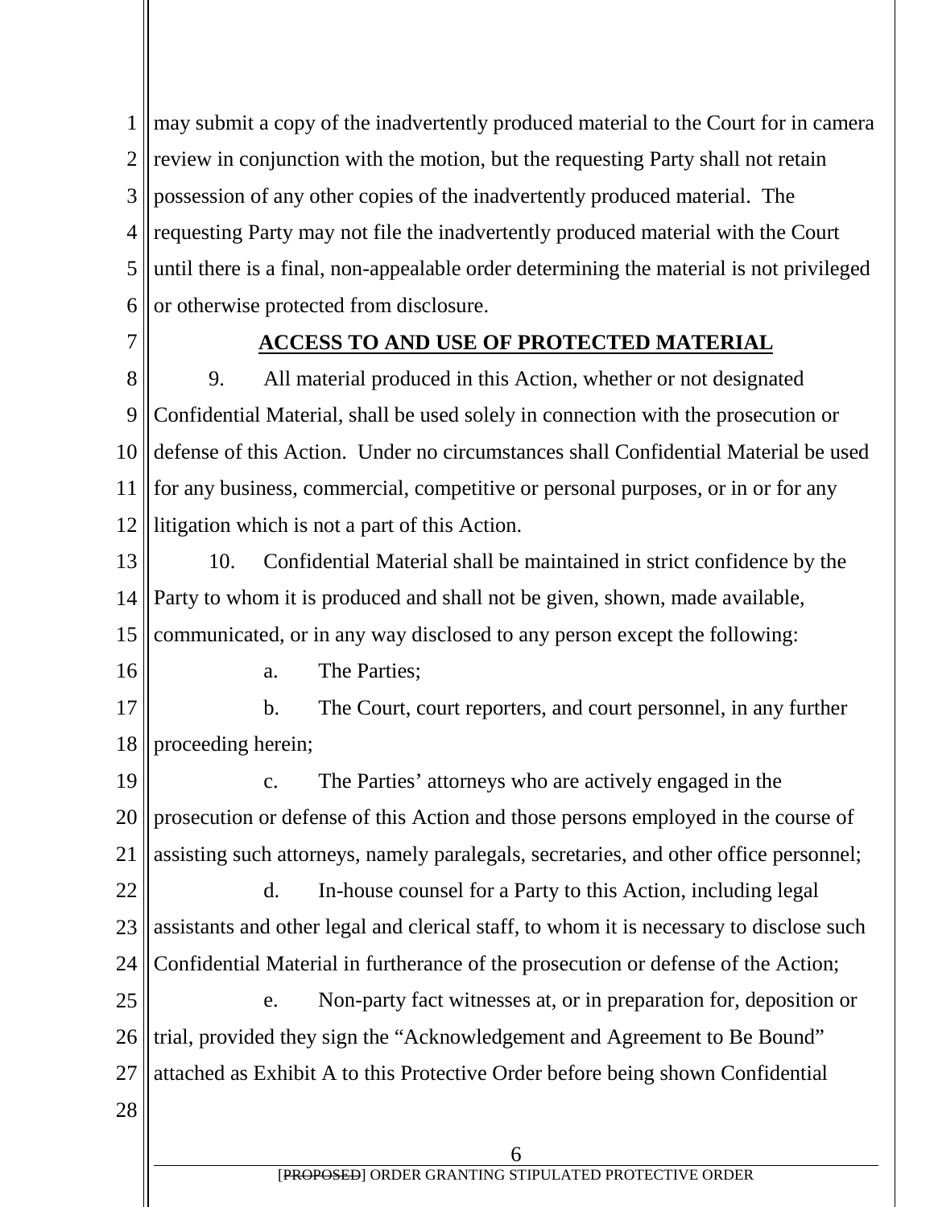may submit a copy of the inadvertently produced material to the Court for in camera review in conjunction with the motion, but the requesting Party shall not retain possession of any other copies of the inadvertently produced material. The requesting Party may not file the inadvertently produced material with the Court until there is a final, non-appealable order determining the material is not privileged or otherwise protected from disclosure.

**ACCESS TO AND USE OF PROTECTED MATERIAL**

9. All material produced in this Action, whether or not designated Confidential Material, shall be used solely in connection with the prosecution or defense of this Action. Under no circumstances shall Confidential Material be used for any business, commercial, competitive or personal purposes, or in or for any litigation which is not a part of this Action.

10. Confidential Material shall be maintained in strict confidence by the Party to whom it is produced and shall not be given, shown, made available, communicated, or in any way disclosed to any person except the following:

a. The Parties;

b. The Court, court reporters, and court personnel, in any further proceeding herein;

c. The Parties' attorneys who are actively engaged in the prosecution or defense of this Action and those persons employed in the course of assisting such attorneys, namely paralegals, secretaries, and other office personnel;

d. In-house counsel for a Party to this Action, including legal assistants and other legal and clerical staff, to whom it is necessary to disclose such Confidential Material in furtherance of the prosecution or defense of the Action;

e. Non-party fact witnesses at, or in preparation for, deposition or trial, provided they sign the "Acknowledgement and Agreement to Be Bound" attached as Exhibit A to this Protective Order before being shown Confidential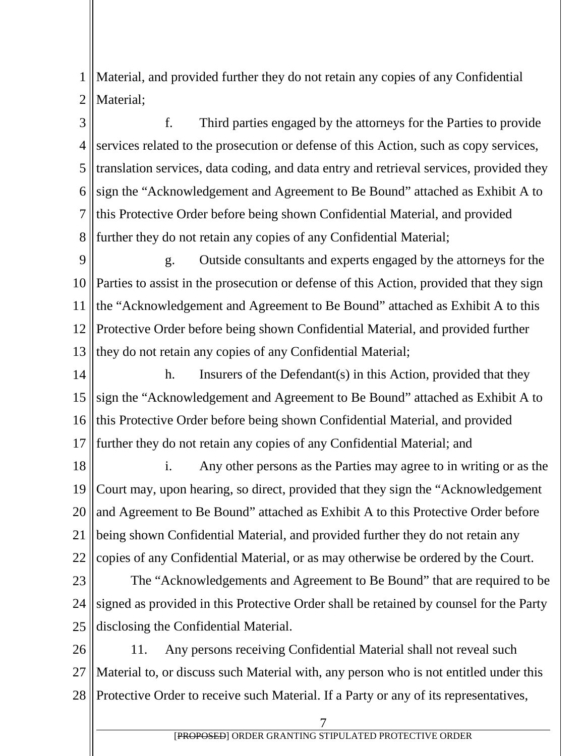Material, and provided further they do not retain any copies of any Confidential Material;

f. Third parties engaged by the attorneys for the Parties to provide services related to the prosecution or defense of this Action, such as copy services, translation services, data coding, and data entry and retrieval services, provided they sign the "Acknowledgement and Agreement to Be Bound" attached as Exhibit A to this Protective Order before being shown Confidential Material, and provided further they do not retain any copies of any Confidential Material;

g. Outside consultants and experts engaged by the attorneys for the Parties to assist in the prosecution or defense of this Action, provided that they sign the "Acknowledgement and Agreement to Be Bound" attached as Exhibit A to this Protective Order before being shown Confidential Material, and provided further they do not retain any copies of any Confidential Material;

h. Insurers of the Defendant(s) in this Action, provided that they sign the "Acknowledgement and Agreement to Be Bound" attached as Exhibit A to this Protective Order before being shown Confidential Material, and provided further they do not retain any copies of any Confidential Material; and

i. Any other persons as the Parties may agree to in writing or as the Court may, upon hearing, so direct, provided that they sign the "Acknowledgement and Agreement to Be Bound" attached as Exhibit A to this Protective Order before being shown Confidential Material, and provided further they do not retain any copies of any Confidential Material, or as may otherwise be ordered by the Court.

The "Acknowledgements and Agreement to Be Bound" that are required to be signed as provided in this Protective Order shall be retained by counsel for the Party disclosing the Confidential Material.

11. Any persons receiving Confidential Material shall not reveal such Material to, or discuss such Material with, any person who is not entitled under this Protective Order to receive such Material. If a Party or any of its representatives,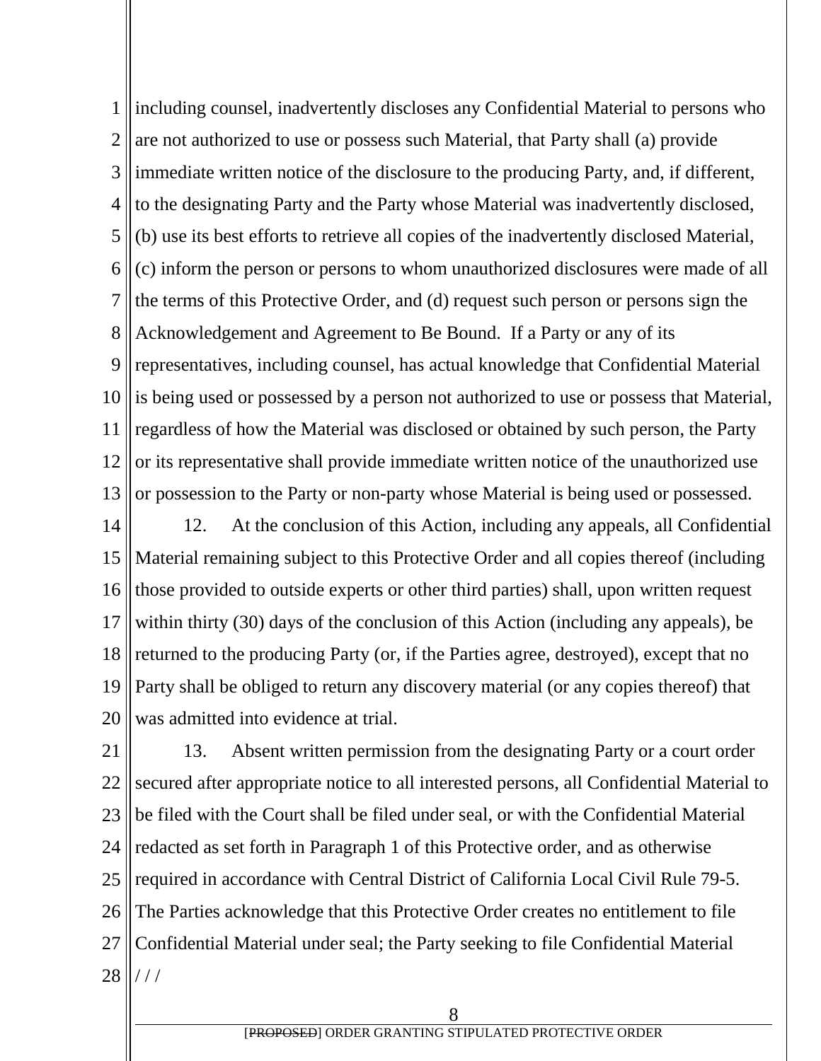including counsel, inadvertently discloses any Confidential Material to persons who are not authorized to use or possess such Material, that Party shall (a) provide immediate written notice of the disclosure to the producing Party, and, if different, to the designating Party and the Party whose Material was inadvertently disclosed, (b) use its best efforts to retrieve all copies of the inadvertently disclosed Material, (c) inform the person or persons to whom unauthorized disclosures were made of all the terms of this Protective Order, and (d) request such person or persons sign the Acknowledgement and Agreement to Be Bound. If a Party or any of its representatives, including counsel, has actual knowledge that Confidential Material is being used or possessed by a person not authorized to use or possess that Material, regardless of how the Material was disclosed or obtained by such person, the Party or its representative shall provide immediate written notice of the unauthorized use or possession to the Party or non-party whose Material is being used or possessed.

12. At the conclusion of this Action, including any appeals, all Confidential Material remaining subject to this Protective Order and all copies thereof (including those provided to outside experts or other third parties) shall, upon written request within thirty (30) days of the conclusion of this Action (including any appeals), be returned to the producing Party (or, if the Parties agree, destroyed), except that no Party shall be obliged to return any discovery material (or any copies thereof) that was admitted into evidence at trial.

13. Absent written permission from the designating Party or a court order secured after appropriate notice to all interested persons, all Confidential Material to be filed with the Court shall be filed under seal, or with the Confidential Material redacted as set forth in Paragraph 1 of this Protective order, and as otherwise required in accordance with Central District of California Local Civil Rule 79-5. The Parties acknowledge that this Protective Order creates no entitlement to file Confidential Material under seal; the Party seeking to file Confidential Material

/ / /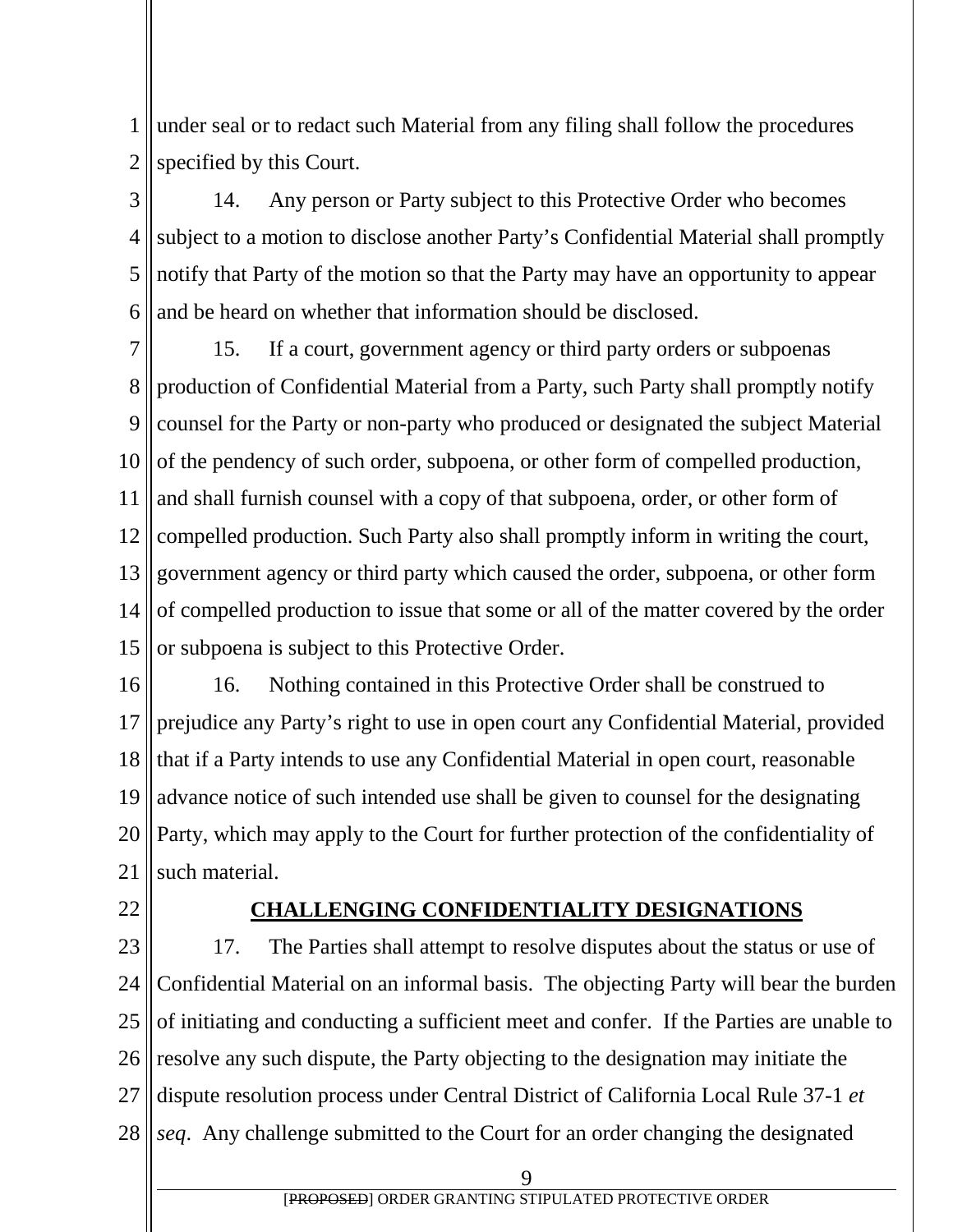under seal or to redact such Material from any filing shall follow the procedures specified by this Court.

14. Any person or Party subject to this Protective Order who becomes subject to a motion to disclose another Party's Confidential Material shall promptly notify that Party of the motion so that the Party may have an opportunity to appear and be heard on whether that information should be disclosed.

15. If a court, government agency or third party orders or subpoenas production of Confidential Material from a Party, such Party shall promptly notify counsel for the Party or non-party who produced or designated the subject Material of the pendency of such order, subpoena, or other form of compelled production, and shall furnish counsel with a copy of that subpoena, order, or other form of compelled production. Such Party also shall promptly inform in writing the court, government agency or third party which caused the order, subpoena, or other form of compelled production to issue that some or all of the matter covered by the order or subpoena is subject to this Protective Order.

16. Nothing contained in this Protective Order shall be construed to prejudice any Party's right to use in open court any Confidential Material, provided that if a Party intends to use any Confidential Material in open court, reasonable advance notice of such intended use shall be given to counsel for the designating Party, which may apply to the Court for further protection of the confidentiality of such material.

## CHALLENGING CONFIDENTIALITY DESIGNATIONS

17. The Parties shall attempt to resolve disputes about the status or use of Confidential Material on an informal basis. The objecting Party will bear the burden of initiating and conducting a sufficient meet and confer. If the Parties are unable to resolve any such dispute, the Party objecting to the designation may initiate the dispute resolution process under Central District of California Local Rule 37-1 *et seq*. Any challenge submitted to the Court for an order changing the designated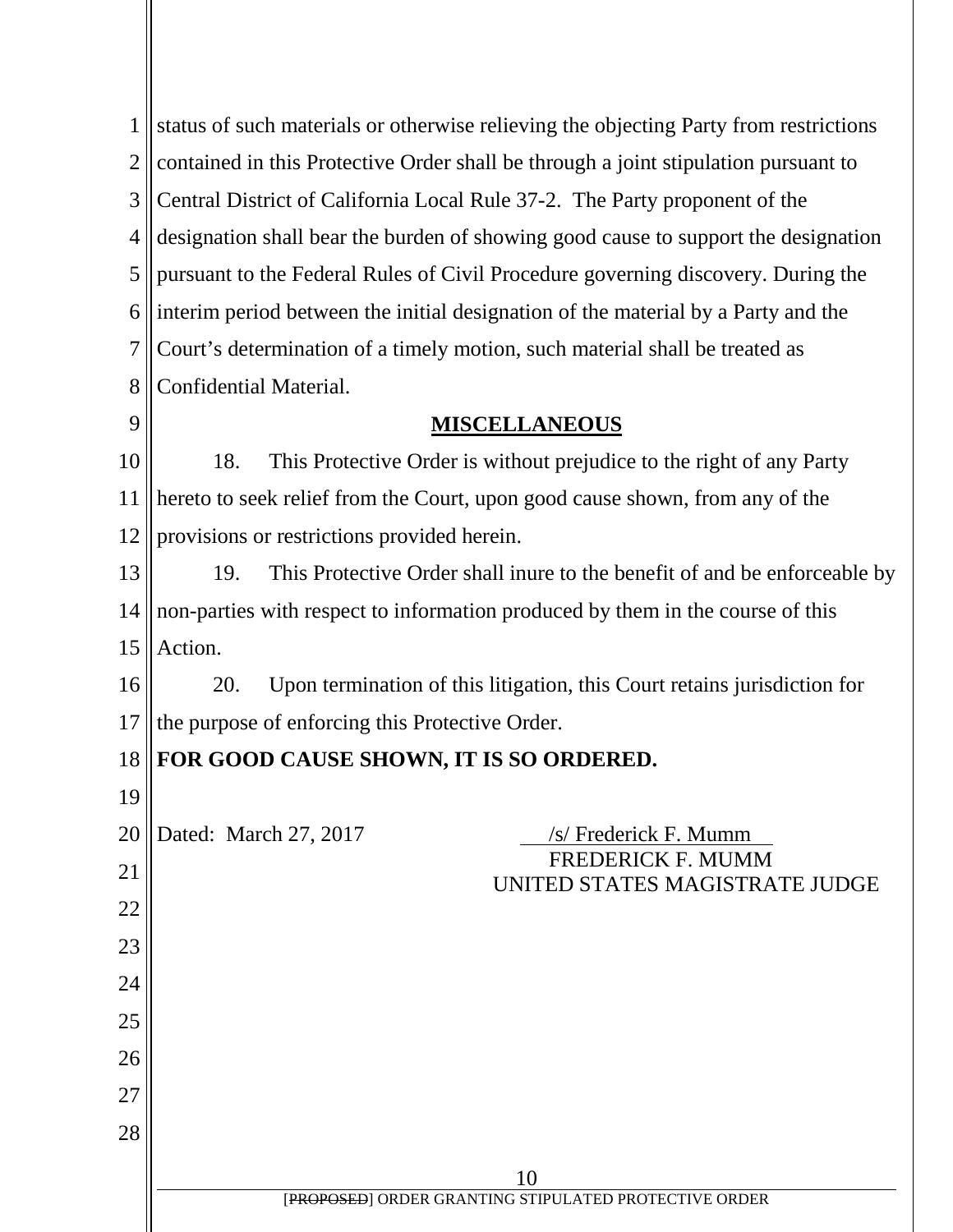status of such materials or otherwise relieving the objecting Party from restrictions contained in this Protective Order shall be through a joint stipulation pursuant to Central District of California Local Rule 37-2. The Party proponent of the designation shall bear the burden of showing good cause to support the designation pursuant to the Federal Rules of Civil Procedure governing discovery. During the interim period between the initial designation of the material by a Party and the Court's determination of a timely motion, such material shall be treated as Confidential Material.

## MISCELLANEOUS

18. This Protective Order is without prejudice to the right of any Party hereto to seek relief from the Court, upon good cause shown, from any of the provisions or restrictions provided herein.

19. This Protective Order shall inure to the benefit of and be enforceable by non-parties with respect to information produced by them in the course of this Action.

20. Upon termination of this litigation, this Court retains jurisdiction for the purpose of enforcing this Protective Order.

**FOR GOOD CAUSE SHOWN, IT IS SO ORDERED.**

Dated: March 27, 2017

/s/ Frederick F. Mumm
FREDERICK F. MUMM
UNITED STATES MAGISTRATE JUDGE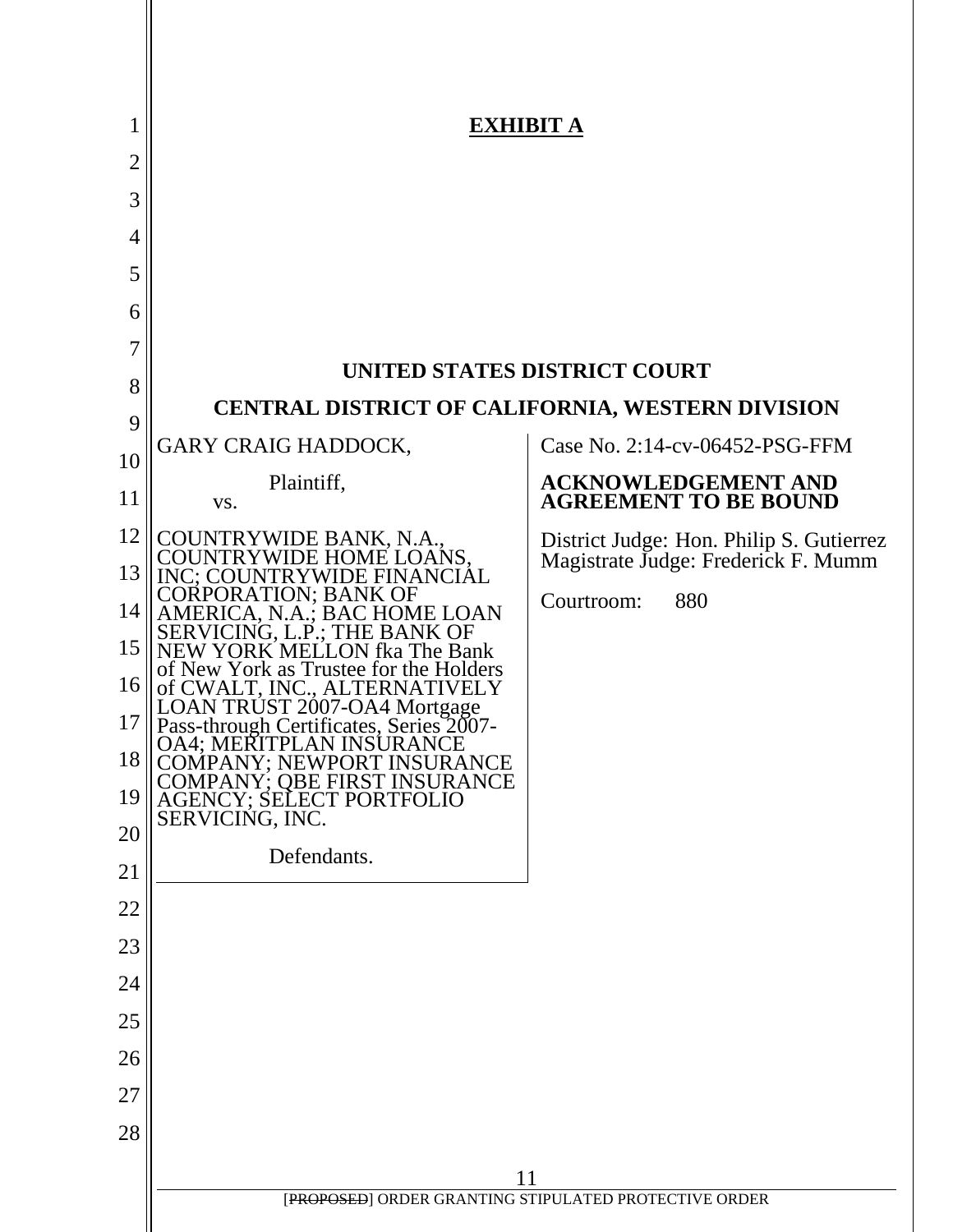**EXHIBIT A**

**UNITED STATES DISTRICT COURT**

**CENTRAL DISTRICT OF CALIFORNIA, WESTERN DIVISION**

| | |
|---|---|
| GARY CRAIG HADDOCK,<br><br>Plaintiff,<br>vs.<br><br>COUNTRYWIDE BANK, N.A., COUNTRYWIDE HOME LOANS, INC; COUNTRYWIDE FINANCIAL CORPORATION; BANK OF AMERICA, N.A.; BAC HOME LOAN SERVICING, L.P.; THE BANK OF NEW YORK MELLON fka The Bank of New York as Trustee for the Holders of CWALT, INC., ALTERNATIVELY LOAN TRUST 2007-OA4 Mortgage Pass-through Certificates, Series 2007-OA4; MERITPLAN INSURANCE COMPANY; NEWPORT INSURANCE COMPANY; QBE FIRST INSURANCE AGENCY; SELECT PORTFOLIO SERVICING, INC.<br><br>Defendants. | Case No. 2:14-cv-06452-PSG-FFM<br><br>**ACKNOWLEDGEMENT AND AGREEMENT TO BE BOUND**<br><br>District Judge: Hon. Philip S. Gutierrez<br>Magistrate Judge: Frederick F. Mumm<br><br>Courtroom: 880 |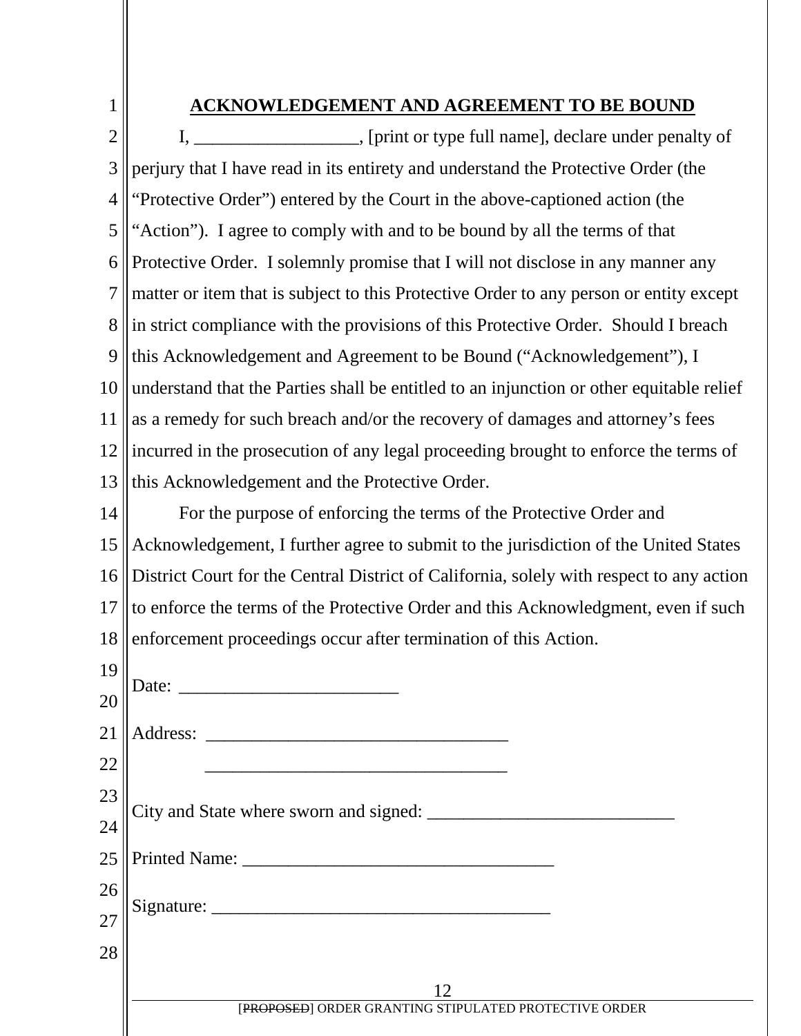## ACKNOWLEDGEMENT AND AGREEMENT TO BE BOUND

I, __________________, [print or type full name], declare under penalty of perjury that I have read in its entirety and understand the Protective Order (the "Protective Order") entered by the Court in the above-captioned action (the "Action"). I agree to comply with and to be bound by all the terms of that Protective Order. I solemnly promise that I will not disclose in any manner any matter or item that is subject to this Protective Order to any person or entity except in strict compliance with the provisions of this Protective Order. Should I breach this Acknowledgement and Agreement to be Bound ("Acknowledgement"), I understand that the Parties shall be entitled to an injunction or other equitable relief as a remedy for such breach and/or the recovery of damages and attorney's fees incurred in the prosecution of any legal proceeding brought to enforce the terms of this Acknowledgement and the Protective Order.

For the purpose of enforcing the terms of the Protective Order and Acknowledgement, I further agree to submit to the jurisdiction of the United States District Court for the Central District of California, solely with respect to any action to enforce the terms of the Protective Order and this Acknowledgment, even if such enforcement proceedings occur after termination of this Action.

Date: ________________________

Address: _________________________________

_________________________________

City and State where sworn and signed: ___________________________

Printed Name: __________________________________

Signature: _____________________________________